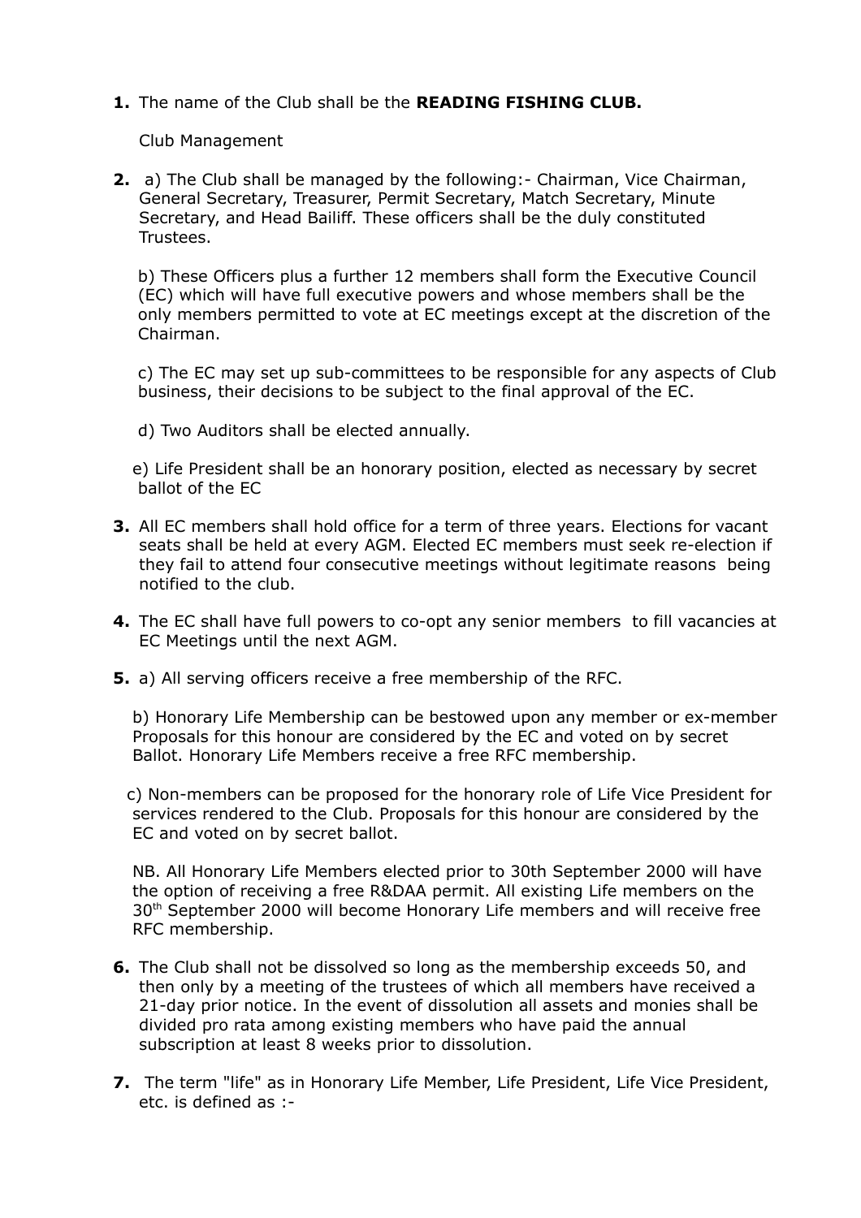**1.** The name of the Club shall be the **READING FISHING CLUB.**

Club Management

**2.** a) The Club shall be managed by the following:- Chairman, Vice Chairman, General Secretary, Treasurer, Permit Secretary, Match Secretary, Minute Secretary, and Head Bailiff. These officers shall be the duly constituted Trustees.

b) These Officers plus a further 12 members shall form the Executive Council (EC) which will have full executive powers and whose members shall be the only members permitted to vote at EC meetings except at the discretion of the Chairman.

c) The EC may set up sub-committees to be responsible for any aspects of Club business, their decisions to be subject to the final approval of the EC.

d) Two Auditors shall be elected annually.

e) Life President shall be an honorary position, elected as necessary by secret ballot of the EC

**3.** All EC members shall hold office for a term of three years. Elections for vacant seats shall be held at every AGM. Elected EC members must seek re-election if they fail to attend four consecutive meetings without legitimate reasons being notified to the club.

**4.** The EC shall have full powers to co-opt any senior members to fill vacancies at EC Meetings until the next AGM.

**5.** a) All serving officers receive a free membership of the RFC.

b) Honorary Life Membership can be bestowed upon any member or ex-member Proposals for this honour are considered by the EC and voted on by secret Ballot. Honorary Life Members receive a free RFC membership.

c) Non-members can be proposed for the honorary role of Life Vice President for services rendered to the Club. Proposals for this honour are considered by the EC and voted on by secret ballot.

NB. All Honorary Life Members elected prior to 30th September 2000 will have the option of receiving a free R&DAA permit. All existing Life members on the 30th September 2000 will become Honorary Life members and will receive free RFC membership.

**6.** The Club shall not be dissolved so long as the membership exceeds 50, and then only by a meeting of the trustees of which all members have received a 21-day prior notice. In the event of dissolution all assets and monies shall be divided pro rata among existing members who have paid the annual subscription at least 8 weeks prior to dissolution.

**7.** The term "life" as in Honorary Life Member, Life President, Life Vice President, etc. is defined as :-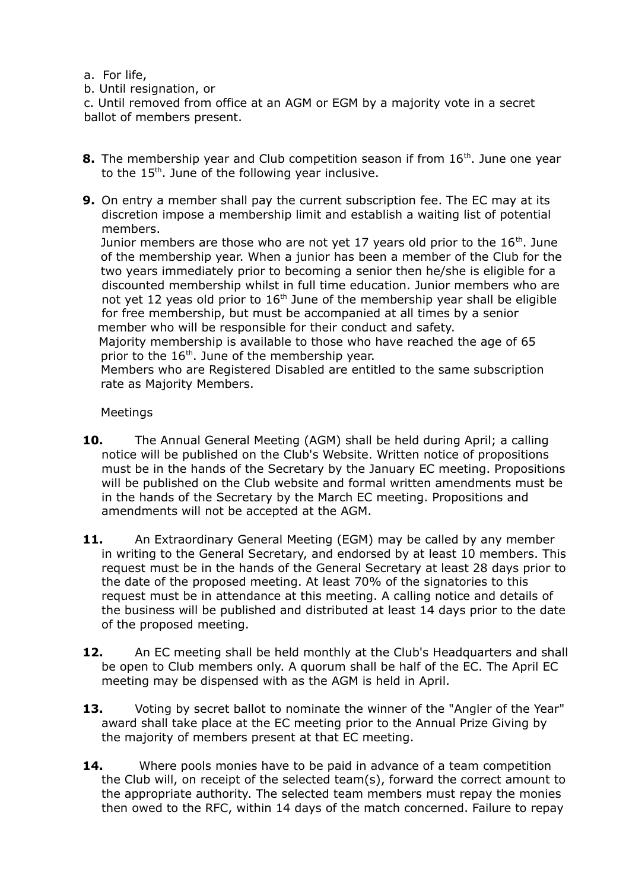a. For life,
b. Until resignation, or
c. Until removed from office at an AGM or EGM by a majority vote in a secret ballot of members present.

**8.** The membership year and Club competition season if from 16th. June one year to the 15th. June of the following year inclusive.

**9.** On entry a member shall pay the current subscription fee. The EC may at its discretion impose a membership limit and establish a waiting list of potential members.
Junior members are those who are not yet 17 years old prior to the 16th. June of the membership year. When a junior has been a member of the Club for the two years immediately prior to becoming a senior then he/she is eligible for a discounted membership whilst in full time education. Junior members who are not yet 12 yeas old prior to 16th June of the membership year shall be eligible for free membership, but must be accompanied at all times by a senior member who will be responsible for their conduct and safety.
Majority membership is available to those who have reached the age of 65 prior to the 16th. June of the membership year.
Members who are Registered Disabled are entitled to the same subscription rate as Majority Members.

Meetings

**10.** The Annual General Meeting (AGM) shall be held during April; a calling notice will be published on the Club's Website. Written notice of propositions must be in the hands of the Secretary by the January EC meeting. Propositions will be published on the Club website and formal written amendments must be in the hands of the Secretary by the March EC meeting. Propositions and amendments will not be accepted at the AGM.

**11.** An Extraordinary General Meeting (EGM) may be called by any member in writing to the General Secretary, and endorsed by at least 10 members. This request must be in the hands of the General Secretary at least 28 days prior to the date of the proposed meeting. At least 70% of the signatories to this request must be in attendance at this meeting. A calling notice and details of the business will be published and distributed at least 14 days prior to the date of the proposed meeting.

**12.** An EC meeting shall be held monthly at the Club's Headquarters and shall be open to Club members only. A quorum shall be half of the EC. The April EC meeting may be dispensed with as the AGM is held in April.

**13.** Voting by secret ballot to nominate the winner of the "Angler of the Year" award shall take place at the EC meeting prior to the Annual Prize Giving by the majority of members present at that EC meeting.

**14.** Where pools monies have to be paid in advance of a team competition the Club will, on receipt of the selected team(s), forward the correct amount to the appropriate authority. The selected team members must repay the monies then owed to the RFC, within 14 days of the match concerned. Failure to repay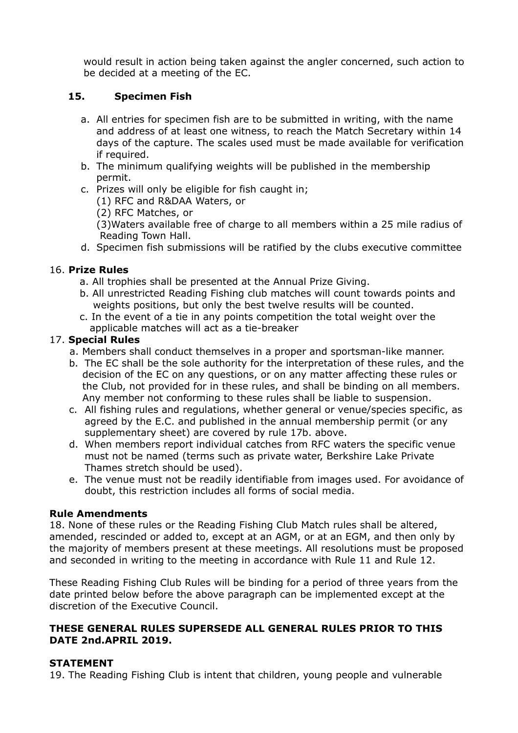would result in action being taken against the angler concerned, such action to be decided at a meeting of the EC.

## 15. Specimen Fish

a. All entries for specimen fish are to be submitted in writing, with the name and address of at least one witness, to reach the Match Secretary within 14 days of the capture. The scales used must be made available for verification if required.

b. The minimum qualifying weights will be published in the membership permit.

c. Prizes will only be eligible for fish caught in;
   (1) RFC and R&DAA Waters, or
   (2) RFC Matches, or
   (3)Waters available free of charge to all members within a 25 mile radius of Reading Town Hall.

d. Specimen fish submissions will be ratified by the clubs executive committee

## 16. Prize Rules

a. All trophies shall be presented at the Annual Prize Giving.

b. All unrestricted Reading Fishing club matches will count towards points and weights positions, but only the best twelve results will be counted.

c. In the event of a tie in any points competition the total weight over the applicable matches will act as a tie-breaker

## 17. Special Rules

a. Members shall conduct themselves in a proper and sportsman-like manner.

b. The EC shall be the sole authority for the interpretation of these rules, and the decision of the EC on any questions, or on any matter affecting these rules or the Club, not provided for in these rules, and shall be binding on all members. Any member not conforming to these rules shall be liable to suspension.

c. All fishing rules and regulations, whether general or venue/species specific, as agreed by the E.C. and published in the annual membership permit (or any supplementary sheet) are covered by rule 17b. above.

d. When members report individual catches from RFC waters the specific venue must not be named (terms such as private water, Berkshire Lake Private Thames stretch should be used).

e. The venue must not be readily identifiable from images used. For avoidance of doubt, this restriction includes all forms of social media.

## Rule Amendments

18. None of these rules or the Reading Fishing Club Match rules shall be altered, amended, rescinded or added to, except at an AGM, or at an EGM, and then only by the majority of members present at these meetings. All resolutions must be proposed and seconded in writing to the meeting in accordance with Rule 11 and Rule 12.

These Reading Fishing Club Rules will be binding for a period of three years from the date printed below before the above paragraph can be implemented except at the discretion of the Executive Council.

**THESE GENERAL RULES SUPERSEDE ALL GENERAL RULES PRIOR TO THIS DATE 2nd.APRIL 2019.**

## STATEMENT

19. The Reading Fishing Club is intent that children, young people and vulnerable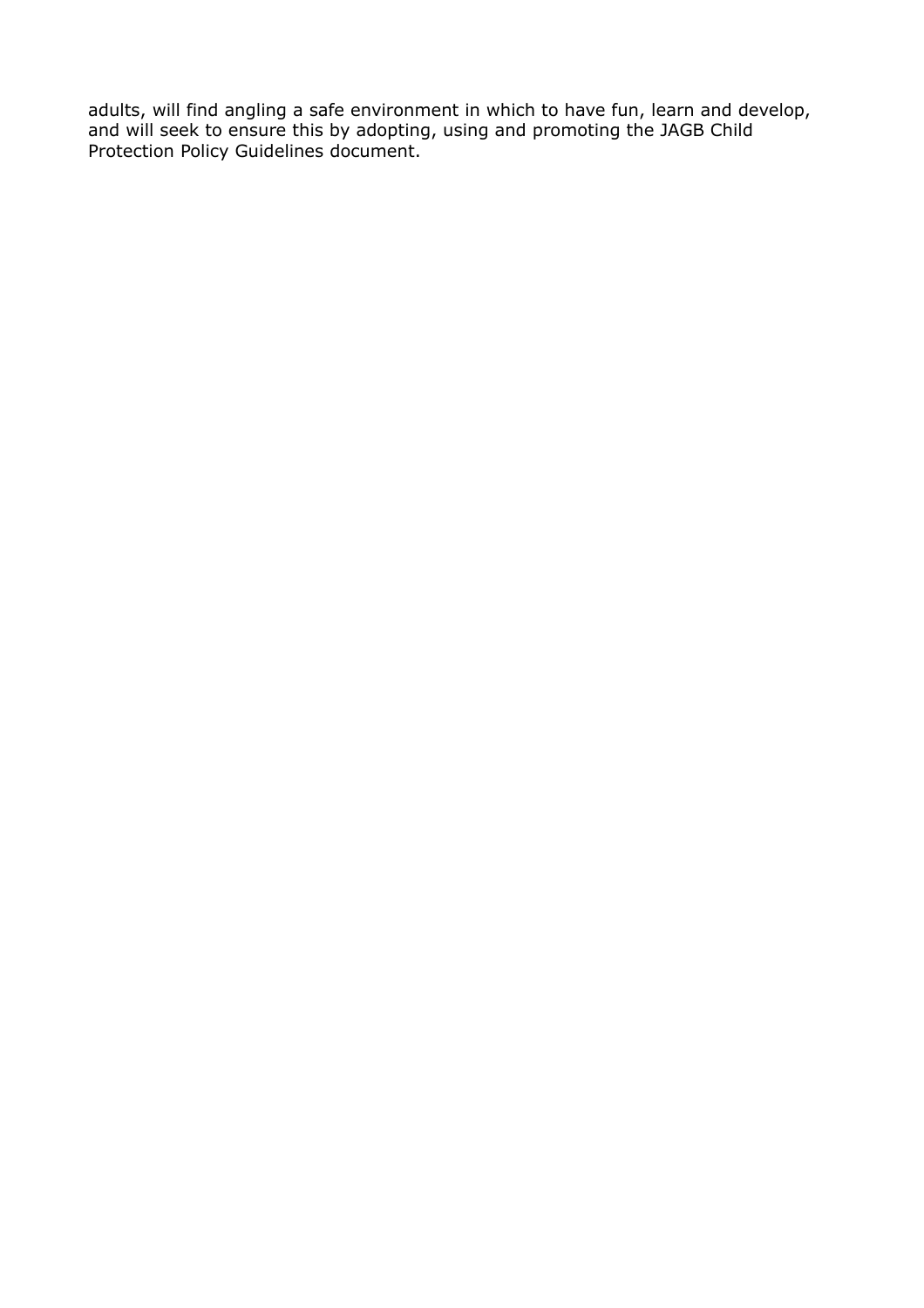adults, will find angling a safe environment in which to have fun, learn and develop, and will seek to ensure this by adopting, using and promoting the JAGB Child Protection Policy Guidelines document.